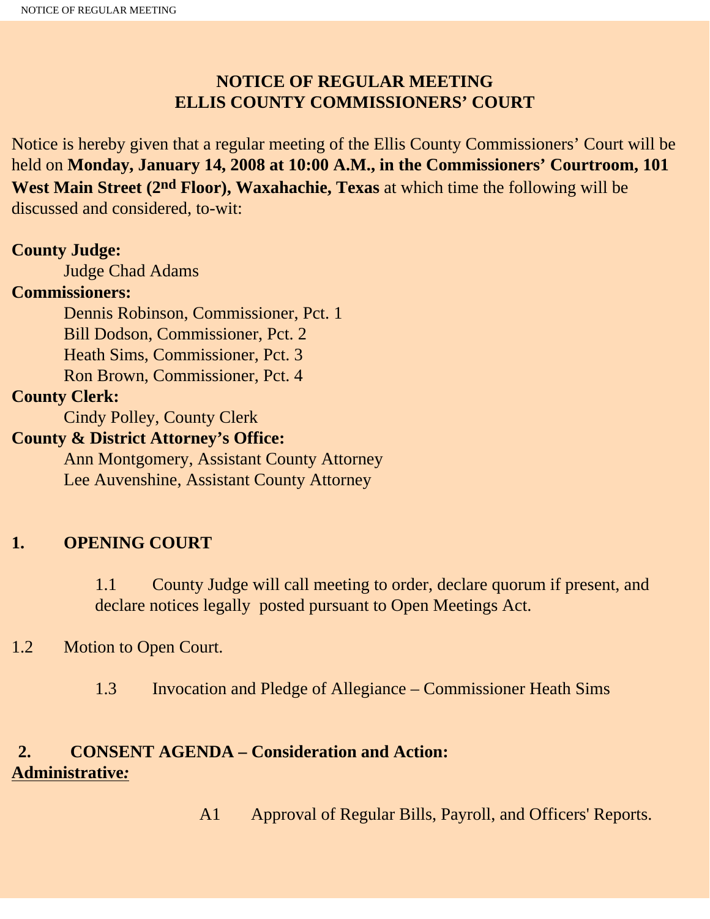# NOTICE OF REGULAR MEETING
# ELLIS COUNTY COMMISSIONERS' COURT

Notice is hereby given that a regular meeting of the Ellis County Commissioners' Court will be held on **Monday, January 14, 2008 at 10:00 A.M., in the Commissioners' Courtroom, 101 West Main Street (2nd Floor), Waxahachie, Texas** at which time the following will be discussed and considered, to-wit:

**County Judge:**

Judge Chad Adams

**Commissioners:**

Dennis Robinson, Commissioner, Pct. 1
Bill Dodson, Commissioner, Pct. 2
Heath Sims, Commissioner, Pct. 3
Ron Brown, Commissioner, Pct. 4

**County Clerk:**

Cindy Polley, County Clerk

**County & District Attorney's Office:**

Ann Montgomery, Assistant County Attorney
Lee Auvenshine, Assistant County Attorney

## 1. OPENING COURT

1.1 County Judge will call meeting to order, declare quorum if present, and declare notices legally posted pursuant to Open Meetings Act.

1.2 Motion to Open Court.

1.3 Invocation and Pledge of Allegiance – Commissioner Heath Sims

## 2. CONSENT AGENDA – Consideration and Action:

**Administrative:**

A1 Approval of Regular Bills, Payroll, and Officers' Reports.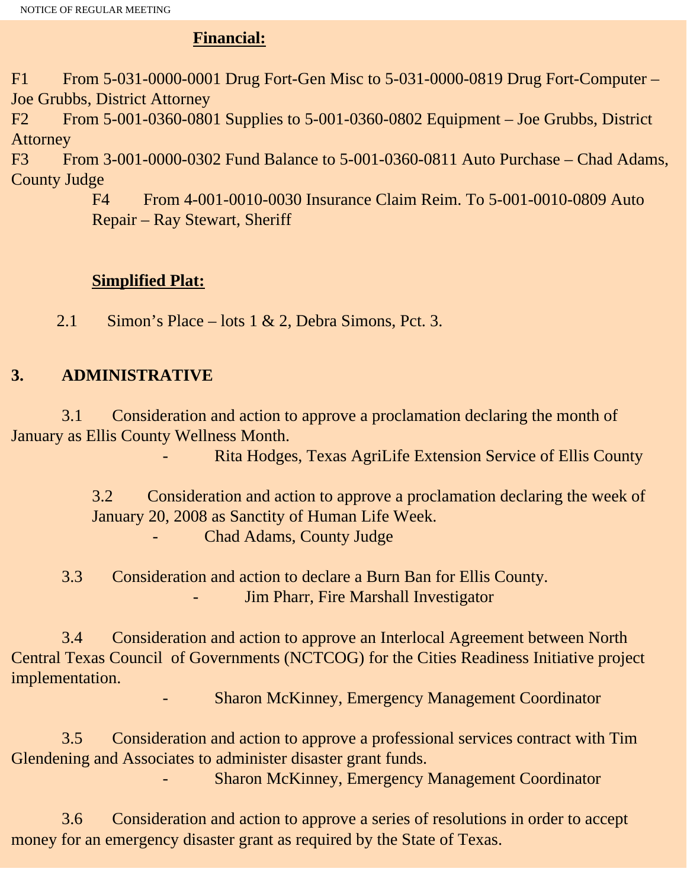**Financial:**

F1 From 5-031-0000-0001 Drug Fort-Gen Misc to 5-031-0000-0819 Drug Fort-Computer – Joe Grubbs, District Attorney

F2 From 5-001-0360-0801 Supplies to 5-001-0360-0802 Equipment – Joe Grubbs, District Attorney

F3 From 3-001-0000-0302 Fund Balance to 5-001-0360-0811 Auto Purchase – Chad Adams, County Judge

F4 From 4-001-0010-0030 Insurance Claim Reim. To 5-001-0010-0809 Auto Repair – Ray Stewart, Sheriff

**Simplified Plat:**

2.1 Simon's Place – lots 1 & 2, Debra Simons, Pct. 3.

**3. ADMINISTRATIVE**

3.1 Consideration and action to approve a proclamation declaring the month of January as Ellis County Wellness Month.

- Rita Hodges, Texas AgriLife Extension Service of Ellis County

3.2 Consideration and action to approve a proclamation declaring the week of January 20, 2008 as Sanctity of Human Life Week.

- Chad Adams, County Judge

3.3 Consideration and action to declare a Burn Ban for Ellis County.

- Jim Pharr, Fire Marshall Investigator

3.4 Consideration and action to approve an Interlocal Agreement between North Central Texas Council of Governments (NCTCOG) for the Cities Readiness Initiative project implementation.

- Sharon McKinney, Emergency Management Coordinator

3.5 Consideration and action to approve a professional services contract with Tim Glendening and Associates to administer disaster grant funds.

- Sharon McKinney, Emergency Management Coordinator

3.6 Consideration and action to approve a series of resolutions in order to accept money for an emergency disaster grant as required by the State of Texas.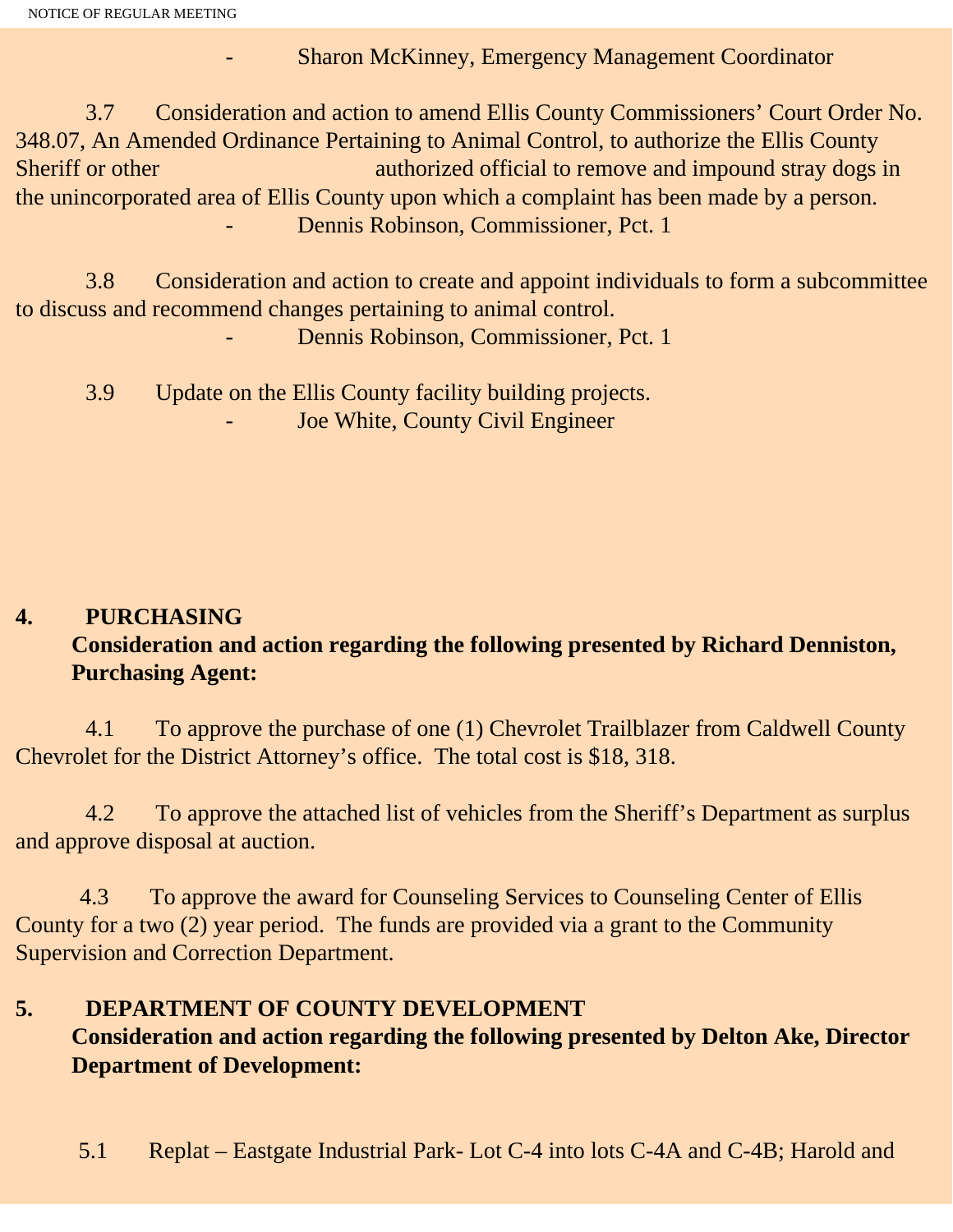- Sharon McKinney, Emergency Management Coordinator

3.7 Consideration and action to amend Ellis County Commissioners' Court Order No. 348.07, An Amended Ordinance Pertaining to Animal Control, to authorize the Ellis County Sheriff or other authorized official to remove and impound stray dogs in the unincorporated area of Ellis County upon which a complaint has been made by a person.

- Dennis Robinson, Commissioner, Pct. 1

3.8 Consideration and action to create and appoint individuals to form a subcommittee to discuss and recommend changes pertaining to animal control.

- Dennis Robinson, Commissioner, Pct. 1

3.9 Update on the Ellis County facility building projects.

- Joe White, County Civil Engineer

**4. PURCHASING**

**Consideration and action regarding the following presented by Richard Denniston, Purchasing Agent:**

4.1 To approve the purchase of one (1) Chevrolet Trailblazer from Caldwell County Chevrolet for the District Attorney's office. The total cost is $18, 318.

4.2 To approve the attached list of vehicles from the Sheriff's Department as surplus and approve disposal at auction.

4.3 To approve the award for Counseling Services to Counseling Center of Ellis County for a two (2) year period. The funds are provided via a grant to the Community Supervision and Correction Department.

**5. DEPARTMENT OF COUNTY DEVELOPMENT**

**Consideration and action regarding the following presented by Delton Ake, Director Department of Development:**

5.1 Replat – Eastgate Industrial Park- Lot C-4 into lots C-4A and C-4B; Harold and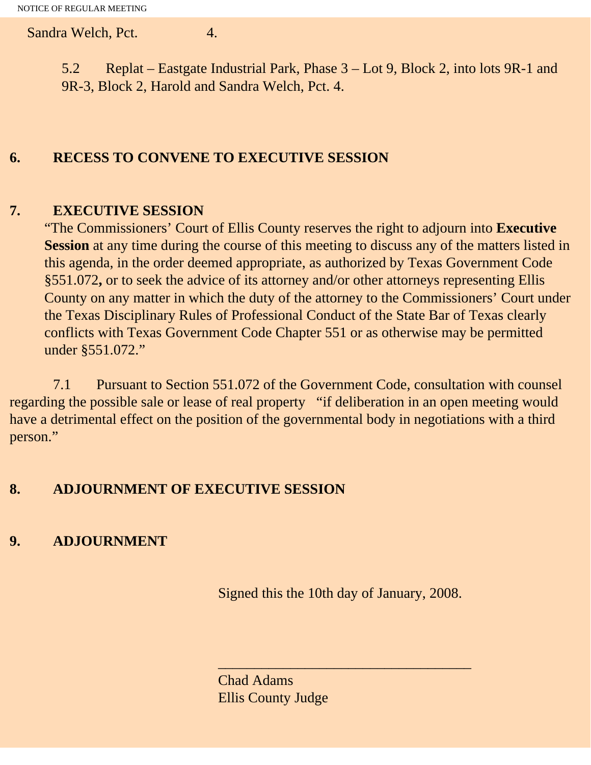Sandra Welch, Pct. 4.

5.2 Replat – Eastgate Industrial Park, Phase 3 – Lot 9, Block 2, into lots 9R-1 and 9R-3, Block 2, Harold and Sandra Welch, Pct. 4.

**6. RECESS TO CONVENE TO EXECUTIVE SESSION**

**7. EXECUTIVE SESSION**

"The Commissioners' Court of Ellis County reserves the right to adjourn into **Executive Session** at any time during the course of this meeting to discuss any of the matters listed in this agenda, in the order deemed appropriate, as authorized by Texas Government Code §551.072**,** or to seek the advice of its attorney and/or other attorneys representing Ellis County on any matter in which the duty of the attorney to the Commissioners' Court under the Texas Disciplinary Rules of Professional Conduct of the State Bar of Texas clearly conflicts with Texas Government Code Chapter 551 or as otherwise may be permitted under §551.072."

7.1 Pursuant to Section 551.072 of the Government Code, consultation with counsel regarding the possible sale or lease of real property "if deliberation in an open meeting would have a detrimental effect on the position of the governmental body in negotiations with a third person."

**8. ADJOURNMENT OF EXECUTIVE SESSION**

**9. ADJOURNMENT**

Signed this the 10th day of January, 2008.

___________________________________

Chad Adams
Ellis County Judge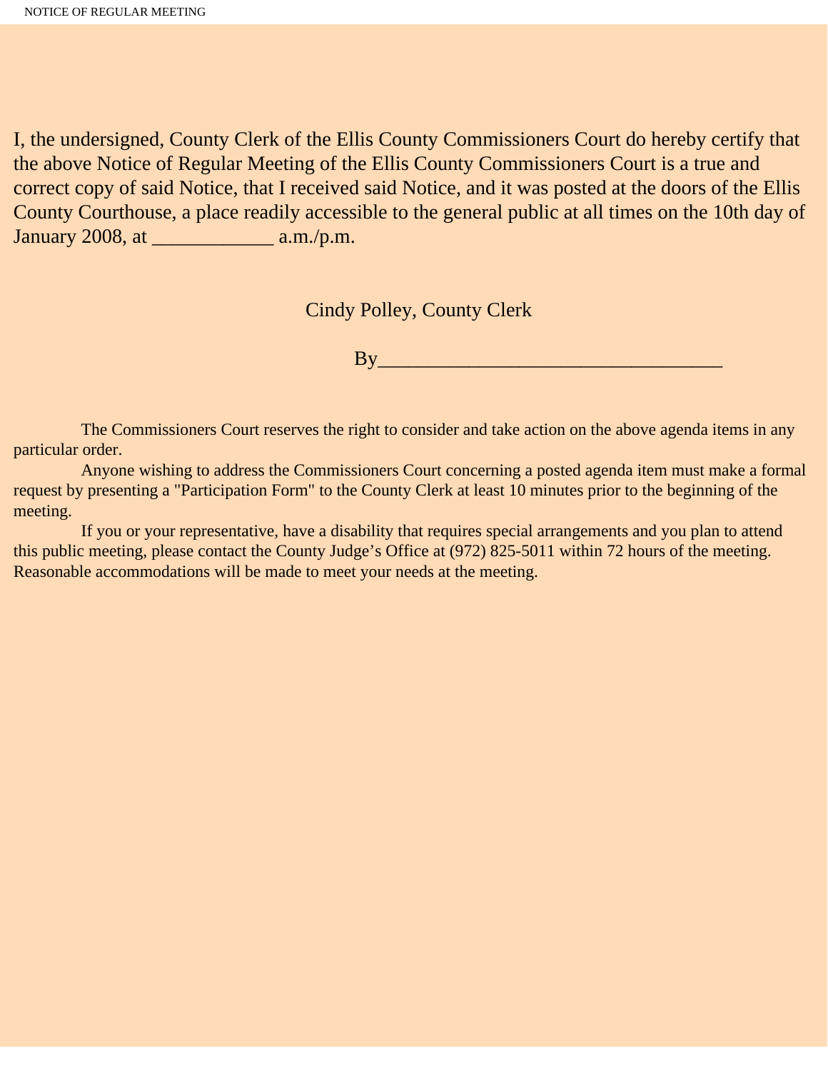I, the undersigned, County Clerk of the Ellis County Commissioners Court do hereby certify that the above Notice of Regular Meeting of the Ellis County Commissioners Court is a true and correct copy of said Notice, that I received said Notice, and it was posted at the doors of the Ellis County Courthouse, a place readily accessible to the general public at all times on the 10th day of January 2008, at ____________ a.m./p.m.

Cindy Polley, County Clerk

By_________________________________

The Commissioners Court reserves the right to consider and take action on the above agenda items in any particular order.

Anyone wishing to address the Commissioners Court concerning a posted agenda item must make a formal request by presenting a "Participation Form" to the County Clerk at least 10 minutes prior to the beginning of the meeting.

If you or your representative, have a disability that requires special arrangements and you plan to attend this public meeting, please contact the County Judge's Office at (972) 825-5011 within 72 hours of the meeting. Reasonable accommodations will be made to meet your needs at the meeting.